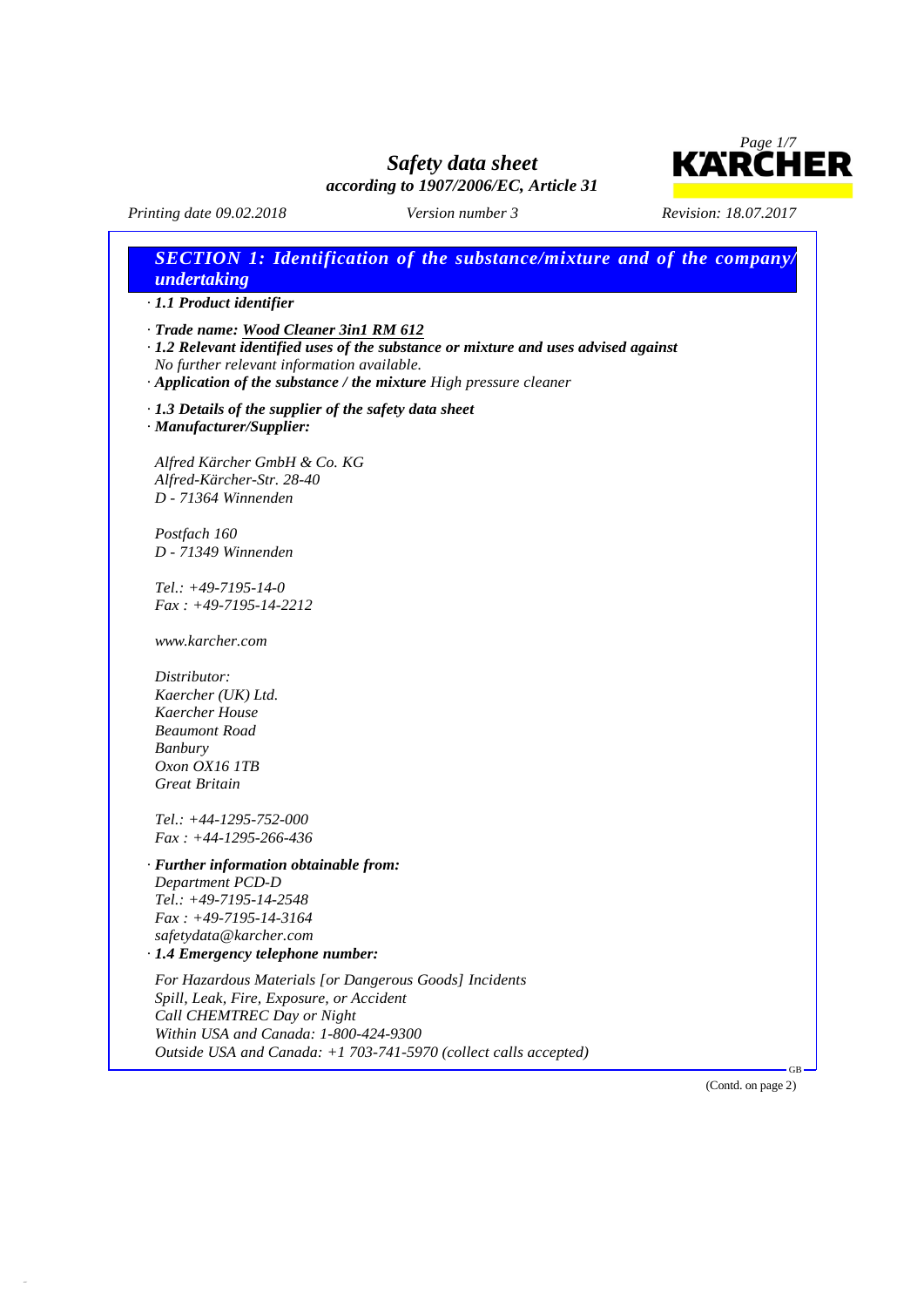# Safety data sheet

**according to 1907/2006/EC, Article 31**

*Printing date 09.02.2018* *Version number 3* *Revision: 18.07.2017*

## SECTION 1: Identification of the substance/mixture and of the company/ undertaking

· **1.1 Product identifier**

· **Trade name: Wood Cleaner 3in1 RM 612**

· **1.2 Relevant identified uses of the substance or mixture and uses advised against**

*No further relevant information available.*

· **Application of the substance / the mixture** *High pressure cleaner*

· **1.3 Details of the supplier of the safety data sheet**

· **Manufacturer/Supplier:**

*Alfred Kärcher GmbH & Co. KG*
*Alfred-Kärcher-Str. 28-40*
*D - 71364 Winnenden*

*Postfach 160*
*D - 71349 Winnenden*

*Tel.: +49-7195-14-0*
*Fax : +49-7195-14-2212*

*www.karcher.com*

*Distributor:*
*Kaercher (UK) Ltd.*
*Kaercher House*
*Beaumont Road*
*Banbury*
*Oxon OX16 1TB*
*Great Britain*

*Tel.: +44-1295-752-000*
*Fax : +44-1295-266-436*

· **Further information obtainable from:**

*Department PCD-D*
*Tel.: +49-7195-14-2548*
*Fax : +49-7195-14-3164*
*safetydata@karcher.com*

· **1.4 Emergency telephone number:**

*For Hazardous Materials [or Dangerous Goods] Incidents*
*Spill, Leak, Fire, Exposure, or Accident*
*Call CHEMTREC Day or Night*
*Within USA and Canada: 1-800-424-9300*
*Outside USA and Canada: +1 703-741-5970 (collect calls accepted)*

(Contd. on page 2)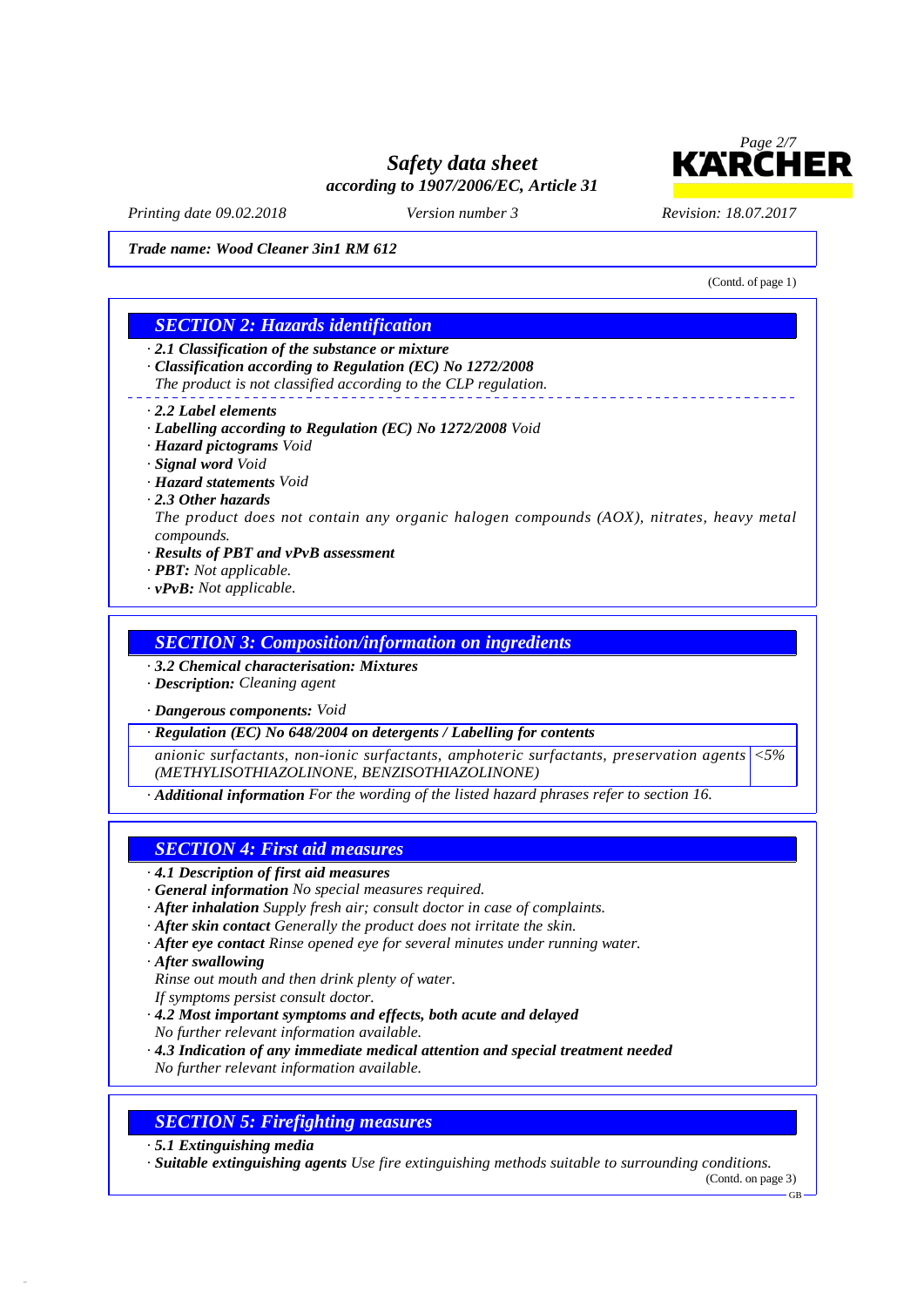**Trade name: Wood Cleaner 3in1 RM 612**

(Contd. of page 1)

## SECTION 2: Hazards identification

· **2.1 Classification of the substance or mixture**
· **Classification according to Regulation (EC) No 1272/2008**
The product is not classified according to the CLP regulation.

· **2.2 Label elements**
· **Labelling according to Regulation (EC) No 1272/2008** Void
· **Hazard pictograms** Void
· **Signal word** Void
· **Hazard statements** Void
· **2.3 Other hazards**
The product does not contain any organic halogen compounds (AOX), nitrates, heavy metal compounds.
· **Results of PBT and vPvB assessment**
· **PBT:** Not applicable.
· **vPvB:** Not applicable.

## SECTION 3: Composition/information on ingredients

· **3.2 Chemical characterisation: Mixtures**
· **Description:** Cleaning agent

· **Dangerous components:** Void

| · **Regulation (EC) No 648/2004 on detergents / Labelling for contents** | |
|---|---|
| anionic surfactants, non-ionic surfactants, amphoteric surfactants, preservation agents (METHYLISOTHIAZOLINONE, BENZISOTHIAZOLINONE) | <5% |

· **Additional information** For the wording of the listed hazard phrases refer to section 16.

## SECTION 4: First aid measures

· **4.1 Description of first aid measures**
· **General information** No special measures required.
· **After inhalation** Supply fresh air; consult doctor in case of complaints.
· **After skin contact** Generally the product does not irritate the skin.
· **After eye contact** Rinse opened eye for several minutes under running water.
· **After swallowing**
Rinse out mouth and then drink plenty of water.
If symptoms persist consult doctor.
· **4.2 Most important symptoms and effects, both acute and delayed**
No further relevant information available.
· **4.3 Indication of any immediate medical attention and special treatment needed**
No further relevant information available.

## SECTION 5: Firefighting measures

· **5.1 Extinguishing media**
· **Suitable extinguishing agents** Use fire extinguishing methods suitable to surrounding conditions.

(Contd. on page 3)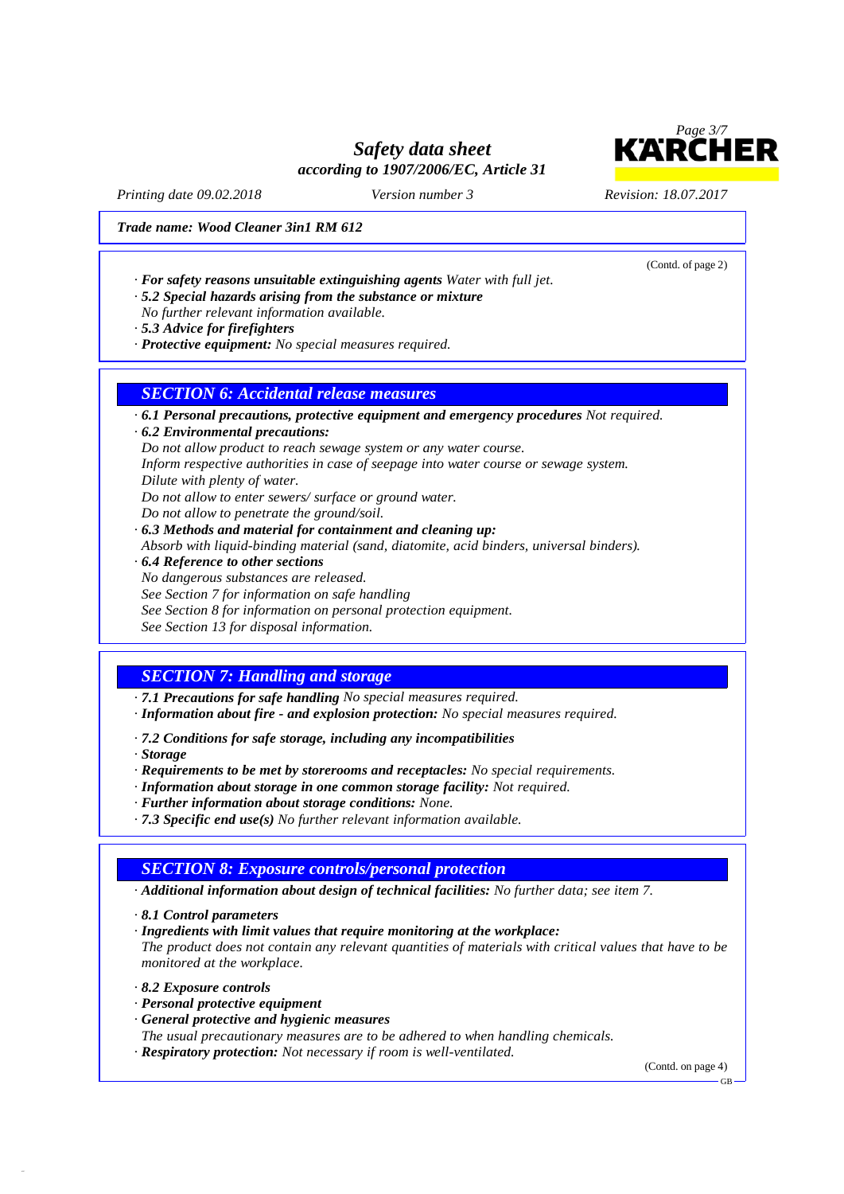*Trade name: Wood Cleaner 3in1 RM 612*

(Contd. of page 2)

· ***For safety reasons unsuitable extinguishing agents*** *Water with full jet.*
· ***5.2 Special hazards arising from the substance or mixture***
*No further relevant information available.*
· ***5.3 Advice for firefighters***
· ***Protective equipment:*** *No special measures required.*

## SECTION 6: Accidental release measures

· ***6.1 Personal precautions, protective equipment and emergency procedures*** *Not required.*
· ***6.2 Environmental precautions:***
*Do not allow product to reach sewage system or any water course.*
*Inform respective authorities in case of seepage into water course or sewage system.*
*Dilute with plenty of water.*
*Do not allow to enter sewers/ surface or ground water.*
*Do not allow to penetrate the ground/soil.*
· ***6.3 Methods and material for containment and cleaning up:***
*Absorb with liquid-binding material (sand, diatomite, acid binders, universal binders).*
· ***6.4 Reference to other sections***
*No dangerous substances are released.*
*See Section 7 for information on safe handling*
*See Section 8 for information on personal protection equipment.*
*See Section 13 for disposal information.*

## SECTION 7: Handling and storage

· ***7.1 Precautions for safe handling*** *No special measures required.*
· ***Information about fire - and explosion protection:*** *No special measures required.*

· ***7.2 Conditions for safe storage, including any incompatibilities***
· ***Storage***
· ***Requirements to be met by storerooms and receptacles:*** *No special requirements.*
· ***Information about storage in one common storage facility:*** *Not required.*
· ***Further information about storage conditions:*** *None.*
· ***7.3 Specific end use(s)*** *No further relevant information available.*

## SECTION 8: Exposure controls/personal protection

· ***Additional information about design of technical facilities:*** *No further data; see item 7.*

· ***8.1 Control parameters***
· ***Ingredients with limit values that require monitoring at the workplace:***
*The product does not contain any relevant quantities of materials with critical values that have to be monitored at the workplace.*

· ***8.2 Exposure controls***
· ***Personal protective equipment***
· ***General protective and hygienic measures***
*The usual precautionary measures are to be adhered to when handling chemicals.*
· ***Respiratory protection:*** *Not necessary if room is well-ventilated.*

(Contd. on page 4)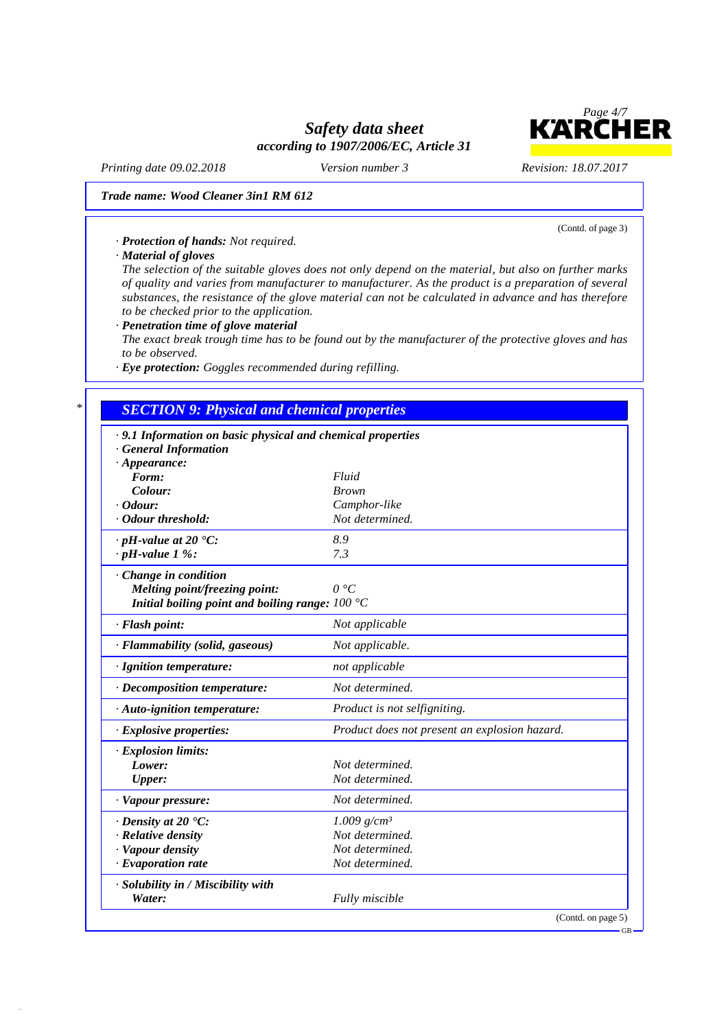**Trade name: Wood Cleaner 3in1 RM 612**

(Contd. of page 3)

· **Protection of hands:** Not required.

· **Material of gloves**

The selection of the suitable gloves does not only depend on the material, but also on further marks of quality and varies from manufacturer to manufacturer. As the product is a preparation of several substances, the resistance of the glove material can not be calculated in advance and has therefore to be checked prior to the application.

· **Penetration time of glove material**

The exact break trough time has to be found out by the manufacturer of the protective gloves and has to be observed.

· **Eye protection:** Goggles recommended during refilling.

\*

## SECTION 9: Physical and chemical properties

· **9.1 Information on basic physical and chemical properties**

· **General Information**

| | |
|---|---|
| · **Appearance:** | |
| **Form:** | Fluid |
| **Colour:** | Brown |
| · **Odour:** | Camphor-like |
| · **Odour threshold:** | Not determined. |
| · **pH-value at 20 °C:** | 8.9 |
| · **pH-value 1 %:** | 7.3 |
| · **Change in condition** | |
| **Melting point/freezing point:** | 0 °C |
| **Initial boiling point and boiling range:** | 100 °C |
| · **Flash point:** | Not applicable |
| · **Flammability (solid, gaseous)** | Not applicable. |
| · **Ignition temperature:** | not applicable |
| · **Decomposition temperature:** | Not determined. |
| · **Auto-ignition temperature:** | Product is not selfigniting. |
| · **Explosive properties:** | Product does not present an explosion hazard. |
| · **Explosion limits:** | |
| **Lower:** | Not determined. |
| **Upper:** | Not determined. |
| · **Vapour pressure:** | Not determined. |
| · **Density at 20 °C:** | 1.009 g/cm³ |
| · **Relative density** | Not determined. |
| · **Vapour density** | Not determined. |
| · **Evaporation rate** | Not determined. |
| · **Solubility in / Miscibility with** | |
| **Water:** | Fully miscible |

(Contd. on page 5)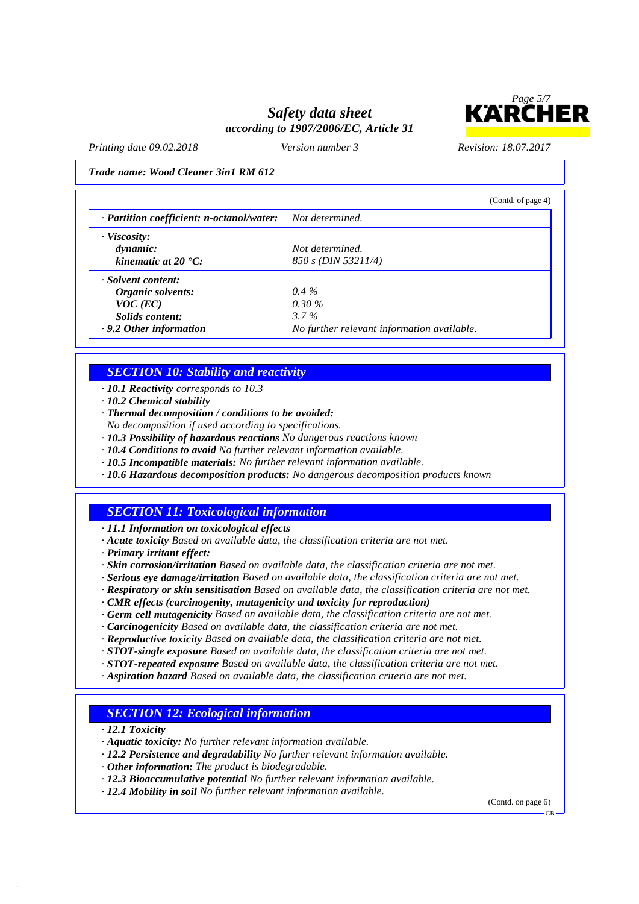*Trade name: Wood Cleaner 3in1 RM 612*

(Contd. of page 4)

| | |
|---|---|
| · ***Partition coefficient: n-octanol/water:*** | *Not determined.* |
| · ***Viscosity:*** | |
| ***dynamic:*** | *Not determined.* |
| ***kinematic at 20 °C:*** | *850 s (DIN 53211/4)* |
| · ***Solvent content:*** | |
| ***Organic solvents:*** | *0.4 %* |
| ***VOC (EC)*** | *0.30 %* |
| ***Solids content:*** | *3.7 %* |
| · ***9.2 Other information*** | *No further relevant information available.* |

## *SECTION 10: Stability and reactivity*

· ***10.1 Reactivity*** *corresponds to 10.3*
· ***10.2 Chemical stability***
· ***Thermal decomposition / conditions to be avoided:***
*No decomposition if used according to specifications.*
· ***10.3 Possibility of hazardous reactions*** *No dangerous reactions known*
· ***10.4 Conditions to avoid*** *No further relevant information available.*
· ***10.5 Incompatible materials:*** *No further relevant information available.*
· ***10.6 Hazardous decomposition products:*** *No dangerous decomposition products known*

## *SECTION 11: Toxicological information*

· ***11.1 Information on toxicological effects***
· ***Acute toxicity*** *Based on available data, the classification criteria are not met.*
· ***Primary irritant effect:***
· ***Skin corrosion/irritation*** *Based on available data, the classification criteria are not met.*
· ***Serious eye damage/irritation*** *Based on available data, the classification criteria are not met.*
· ***Respiratory or skin sensitisation*** *Based on available data, the classification criteria are not met.*
· ***CMR effects (carcinogenity, mutagenicity and toxicity for reproduction)***
· ***Germ cell mutagenicity*** *Based on available data, the classification criteria are not met.*
· ***Carcinogenicity*** *Based on available data, the classification criteria are not met.*
· ***Reproductive toxicity*** *Based on available data, the classification criteria are not met.*
· ***STOT-single exposure*** *Based on available data, the classification criteria are not met.*
· ***STOT-repeated exposure*** *Based on available data, the classification criteria are not met.*
· ***Aspiration hazard*** *Based on available data, the classification criteria are not met.*

## *SECTION 12: Ecological information*

· ***12.1 Toxicity***
· ***Aquatic toxicity:*** *No further relevant information available.*
· ***12.2 Persistence and degradability*** *No further relevant information available.*
· ***Other information:*** *The product is biodegradable.*
· ***12.3 Bioaccumulative potential*** *No further relevant information available.*
· ***12.4 Mobility in soil*** *No further relevant information available.*

(Contd. on page 6)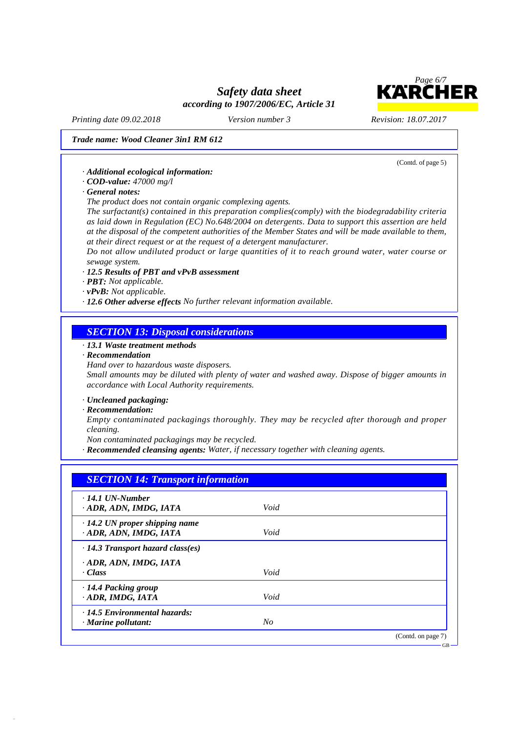**Trade name: Wood Cleaner 3in1 RM 612**

(Contd. of page 5)

· **Additional ecological information:**
· **COD-value:** 47000 mg/l
· **General notes:**
The product does not contain organic complexing agents.
The surfactant(s) contained in this preparation complies(comply) with the biodegradability criteria as laid down in Regulation (EC) No.648/2004 on detergents. Data to support this assertion are held at the disposal of the competent authorities of the Member States and will be made available to them, at their direct request or at the request of a detergent manufacturer.
Do not allow undiluted product or large quantities of it to reach ground water, water course or sewage system.
· **12.5 Results of PBT and vPvB assessment**
· **PBT:** Not applicable.
· **vPvB:** Not applicable.
· **12.6 Other adverse effects** No further relevant information available.

## SECTION 13: Disposal considerations

· **13.1 Waste treatment methods**
· **Recommendation**
Hand over to hazardous waste disposers.
Small amounts may be diluted with plenty of water and washed away. Dispose of bigger amounts in accordance with Local Authority requirements.

· **Uncleaned packaging:**
· **Recommendation:**
Empty contaminated packagings thoroughly. They may be recycled after thorough and proper cleaning.
Non contaminated packagings may be recycled.
· **Recommended cleansing agents:** Water, if necessary together with cleaning agents.

## SECTION 14: Transport information

| | |
|---|---|
| · **14.1 UN-Number**<br>· **ADR, ADN, IMDG, IATA** | Void |
| · **14.2 UN proper shipping name**<br>· **ADR, ADN, IMDG, IATA** | Void |
| · **14.3 Transport hazard class(es)** | |
| · **ADR, ADN, IMDG, IATA**<br>· **Class** | Void |
| · **14.4 Packing group**<br>· **ADR, IMDG, IATA** | Void |
| · **14.5 Environmental hazards:**<br>· **Marine pollutant:** | No |

(Contd. on page 7)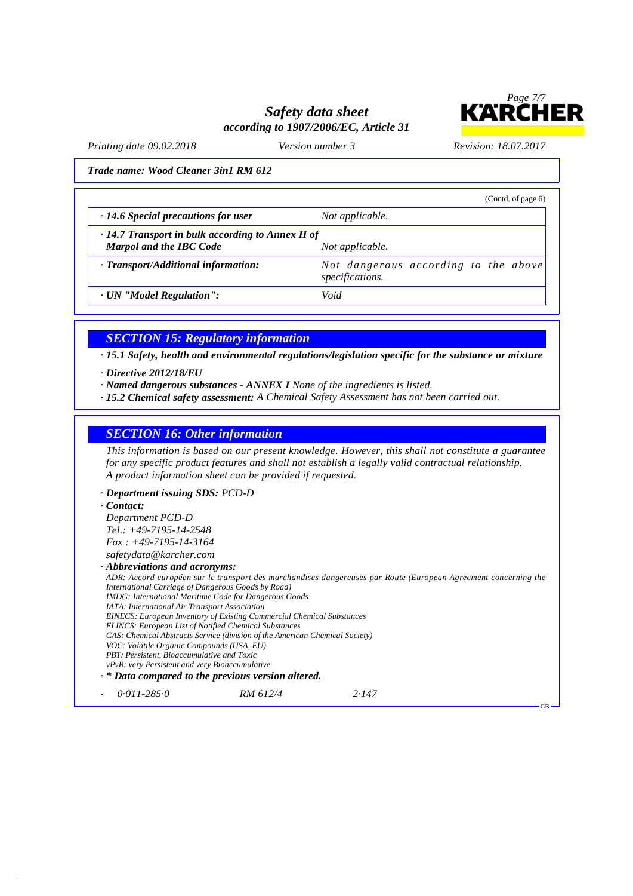**Trade name: Wood Cleaner 3in1 RM 612**

(Contd. of page 6)

| | |
|---|---|
| · **14.6 Special precautions for user** | *Not applicable.* |
| · **14.7 Transport in bulk according to Annex II of Marpol and the IBC Code** | *Not applicable.* |
| · **Transport/Additional information:** | *Not dangerous according to the above specifications.* |
| · **UN "Model Regulation":** | *Void* |

## SECTION 15: Regulatory information

· **15.1 Safety, health and environmental regulations/legislation specific for the substance or mixture**

· **Directive 2012/18/EU**

· **Named dangerous substances - ANNEX I** *None of the ingredients is listed.*

· **15.2 Chemical safety assessment:** *A Chemical Safety Assessment has not been carried out.*

## SECTION 16: Other information

*This information is based on our present knowledge. However, this shall not constitute a guarantee for any specific product features and shall not establish a legally valid contractual relationship.*
*A product information sheet can be provided if requested.*

· **Department issuing SDS:** *PCD-D*

· **Contact:**
*Department PCD-D*
*Tel.: +49-7195-14-2548*
*Fax : +49-7195-14-3164*
*safetydata@karcher.com*

· **Abbreviations and acronyms:**
*ADR: Accord européen sur le transport des marchandises dangereuses par Route (European Agreement concerning the International Carriage of Dangerous Goods by Road)*
*IMDG: International Maritime Code for Dangerous Goods*
*IATA: International Air Transport Association*
*EINECS: European Inventory of Existing Commercial Chemical Substances*
*ELINCS: European List of Notified Chemical Substances*
*CAS: Chemical Abstracts Service (division of the American Chemical Society)*
*VOC: Volatile Organic Compounds (USA, EU)*
*PBT: Persistent, Bioaccumulative and Toxic*
*vPvB: very Persistent and very Bioaccumulative*

· **\* Data compared to the previous version altered.**

· *0·011-285·0* *RM 612/4* *2·147*

GB